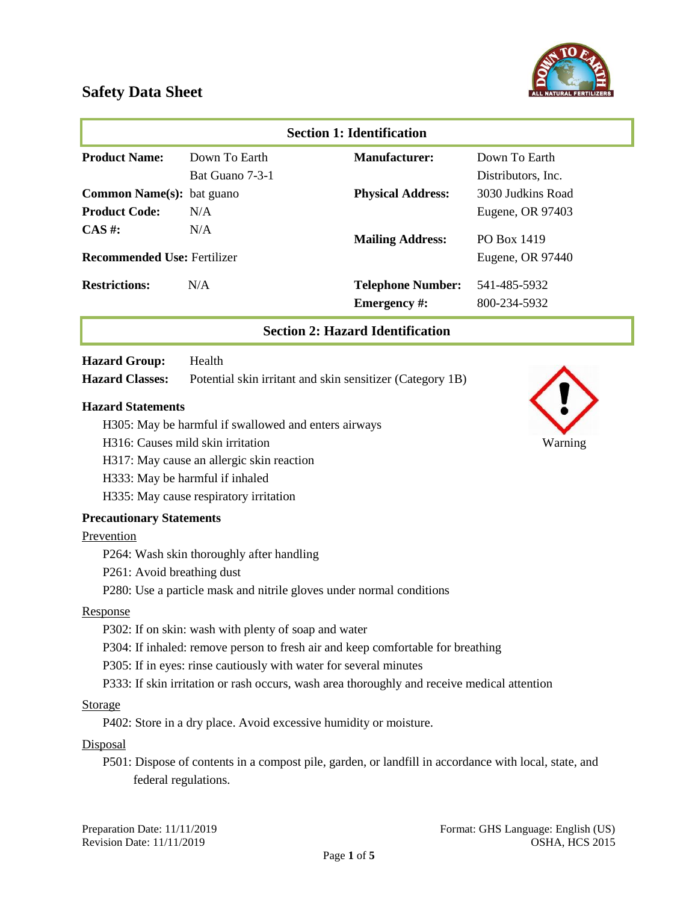# Safety Data Sheet

## Section 1: Identification

| | | | |
|---|---|---|---|
| **Product Name:** | Down To Earth Bat Guano 7-3-1 | **Manufacturer:** | Down To Earth Distributors, Inc. |
| **Common Name(s):** | bat guano | **Physical Address:** | 3030 Judkins Road Eugene, OR 97403 |
| **Product Code:** | N/A | | |
| **CAS #:** | N/A | **Mailing Address:** | PO Box 1419 Eugene, OR 97440 |
| **Recommended Use:** | Fertilizer | | |
| **Restrictions:** | N/A | **Telephone Number:** | 541-485-5932 |
| | | **Emergency #:** | 800-234-5932 |

## Section 2: Hazard Identification

**Hazard Group:** Health

**Hazard Classes:** Potential skin irritant and skin sensitizer (Category 1B)

Warning

### Hazard Statements

- H305: May be harmful if swallowed and enters airways
- H316: Causes mild skin irritation
- H317: May cause an allergic skin reaction
- H333: May be harmful if inhaled
- H335: May cause respiratory irritation

### Precautionary Statements

Prevention

- P264: Wash skin thoroughly after handling
- P261: Avoid breathing dust
- P280: Use a particle mask and nitrile gloves under normal conditions

Response

- P302: If on skin: wash with plenty of soap and water
- P304: If inhaled: remove person to fresh air and keep comfortable for breathing
- P305: If in eyes: rinse cautiously with water for several minutes
- P333: If skin irritation or rash occurs, wash area thoroughly and receive medical attention

Storage

- P402: Store in a dry place. Avoid excessive humidity or moisture.

Disposal

- P501: Dispose of contents in a compost pile, garden, or landfill in accordance with local, state, and federal regulations.

Preparation Date: 11/11/2019
Revision Date: 11/11/2019

Format: GHS Language: English (US)
OSHA, HCS 2015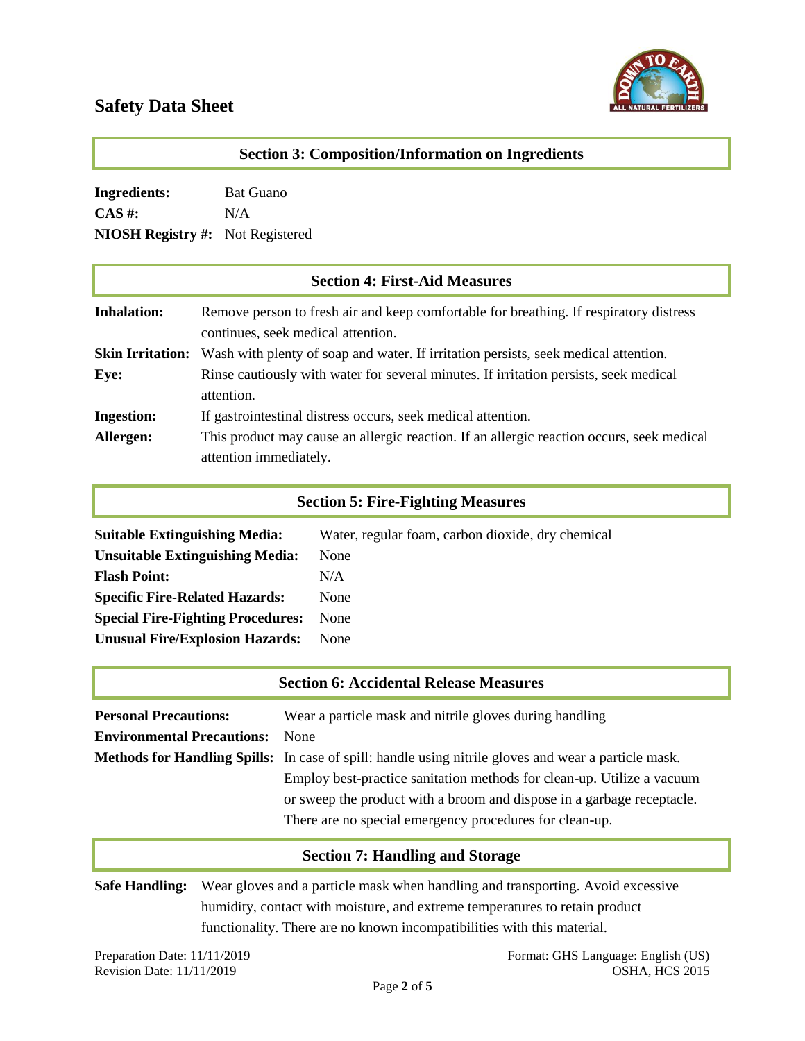# Safety Data Sheet

## Section 3: Composition/Information on Ingredients

**Ingredients:** Bat Guano
**CAS #:** N/A
**NIOSH Registry #:** Not Registered

## Section 4: First-Aid Measures

**Inhalation:** Remove person to fresh air and keep comfortable for breathing. If respiratory distress continues, seek medical attention.

**Skin Irritation:** Wash with plenty of soap and water. If irritation persists, seek medical attention.

**Eye:** Rinse cautiously with water for several minutes. If irritation persists, seek medical attention.

**Ingestion:** If gastrointestinal distress occurs, seek medical attention.

**Allergen:** This product may cause an allergic reaction. If an allergic reaction occurs, seek medical attention immediately.

## Section 5: Fire-Fighting Measures

**Suitable Extinguishing Media:** Water, regular foam, carbon dioxide, dry chemical
**Unsuitable Extinguishing Media:** None
**Flash Point:** N/A
**Specific Fire-Related Hazards:** None
**Special Fire-Fighting Procedures:** None
**Unusual Fire/Explosion Hazards:** None

## Section 6: Accidental Release Measures

**Personal Precautions:** Wear a particle mask and nitrile gloves during handling

**Environmental Precautions:** None

**Methods for Handling Spills:** In case of spill: handle using nitrile gloves and wear a particle mask. Employ best-practice sanitation methods for clean-up. Utilize a vacuum or sweep the product with a broom and dispose in a garbage receptacle. There are no special emergency procedures for clean-up.

## Section 7: Handling and Storage

**Safe Handling:** Wear gloves and a particle mask when handling and transporting. Avoid excessive humidity, contact with moisture, and extreme temperatures to retain product functionality. There are no known incompatibilities with this material.

Preparation Date: 11/11/2019
Revision Date: 11/11/2019

Format: GHS Language: English (US)
OSHA, HCS 2015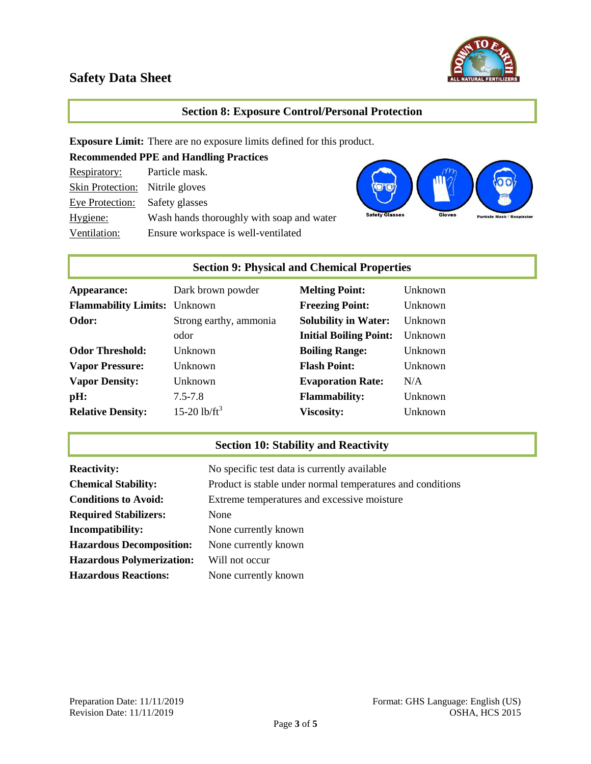# Safety Data Sheet

## Section 8: Exposure Control/Personal Protection

**Exposure Limit:** There are no exposure limits defined for this product.

**Recommended PPE and Handling Practices**

| | |
|---|---|
| Respiratory: | Particle mask. |
| Skin Protection: | Nitrile gloves |
| Eye Protection: | Safety glasses |
| Hygiene: | Wash hands thoroughly with soap and water |
| Ventilation: | Ensure workspace is well-ventilated |

Safety Glasses — Gloves — Particle Mask / Respirator

## Section 9: Physical and Chemical Properties

| | | | |
|---|---|---|---|
| **Appearance:** | Dark brown powder | **Melting Point:** | Unknown |
| **Flammability Limits:** | Unknown | **Freezing Point:** | Unknown |
| **Odor:** | Strong earthy, ammonia odor | **Solubility in Water:** | Unknown |
| | | **Initial Boiling Point:** | Unknown |
| **Odor Threshold:** | Unknown | **Boiling Range:** | Unknown |
| **Vapor Pressure:** | Unknown | **Flash Point:** | Unknown |
| **Vapor Density:** | Unknown | **Evaporation Rate:** | N/A |
| **pH:** | 7.5-7.8 | **Flammability:** | Unknown |
| **Relative Density:** | 15-20 $lb/ft^3$ | **Viscosity:** | Unknown |

## Section 10: Stability and Reactivity

| | |
|---|---|
| **Reactivity:** | No specific test data is currently available |
| **Chemical Stability:** | Product is stable under normal temperatures and conditions |
| **Conditions to Avoid:** | Extreme temperatures and excessive moisture |
| **Required Stabilizers:** | None |
| **Incompatibility:** | None currently known |
| **Hazardous Decomposition:** | None currently known |
| **Hazardous Polymerization:** | Will not occur |
| **Hazardous Reactions:** | None currently known |

Preparation Date: 11/11/2019
Revision Date: 11/11/2019

Format: GHS Language: English (US)
OSHA, HCS 2015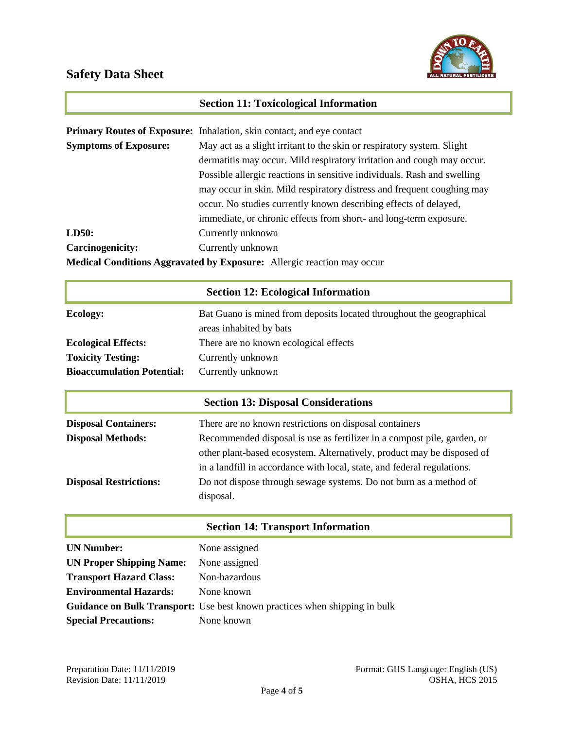## Section 11: Toxicological Information

**Primary Routes of Exposure:** Inhalation, skin contact, and eye contact

**Symptoms of Exposure:** May act as a slight irritant to the skin or respiratory system. Slight dermatitis may occur. Mild respiratory irritation and cough may occur. Possible allergic reactions in sensitive individuals. Rash and swelling may occur in skin. Mild respiratory distress and frequent coughing may occur. No studies currently known describing effects of delayed, immediate, or chronic effects from short- and long-term exposure.

**LD50:** Currently unknown

**Carcinogenicity:** Currently unknown

**Medical Conditions Aggravated by Exposure:** Allergic reaction may occur

## Section 12: Ecological Information

**Ecology:** Bat Guano is mined from deposits located throughout the geographical areas inhabited by bats

**Ecological Effects:** There are no known ecological effects

**Toxicity Testing:** Currently unknown

**Bioaccumulation Potential:** Currently unknown

## Section 13: Disposal Considerations

**Disposal Containers:** There are no known restrictions on disposal containers

**Disposal Methods:** Recommended disposal is use as fertilizer in a compost pile, garden, or other plant-based ecosystem. Alternatively, product may be disposed of in a landfill in accordance with local, state, and federal regulations.

**Disposal Restrictions:** Do not dispose through sewage systems. Do not burn as a method of disposal.

## Section 14: Transport Information

**UN Number:** None assigned

**UN Proper Shipping Name:** None assigned

**Transport Hazard Class:** Non-hazardous

**Environmental Hazards:** None known

**Guidance on Bulk Transport:** Use best known practices when shipping in bulk

**Special Precautions:** None known

Preparation Date: 11/11/2019
Revision Date: 11/11/2019

Format: GHS Language: English (US)
OSHA, HCS 2015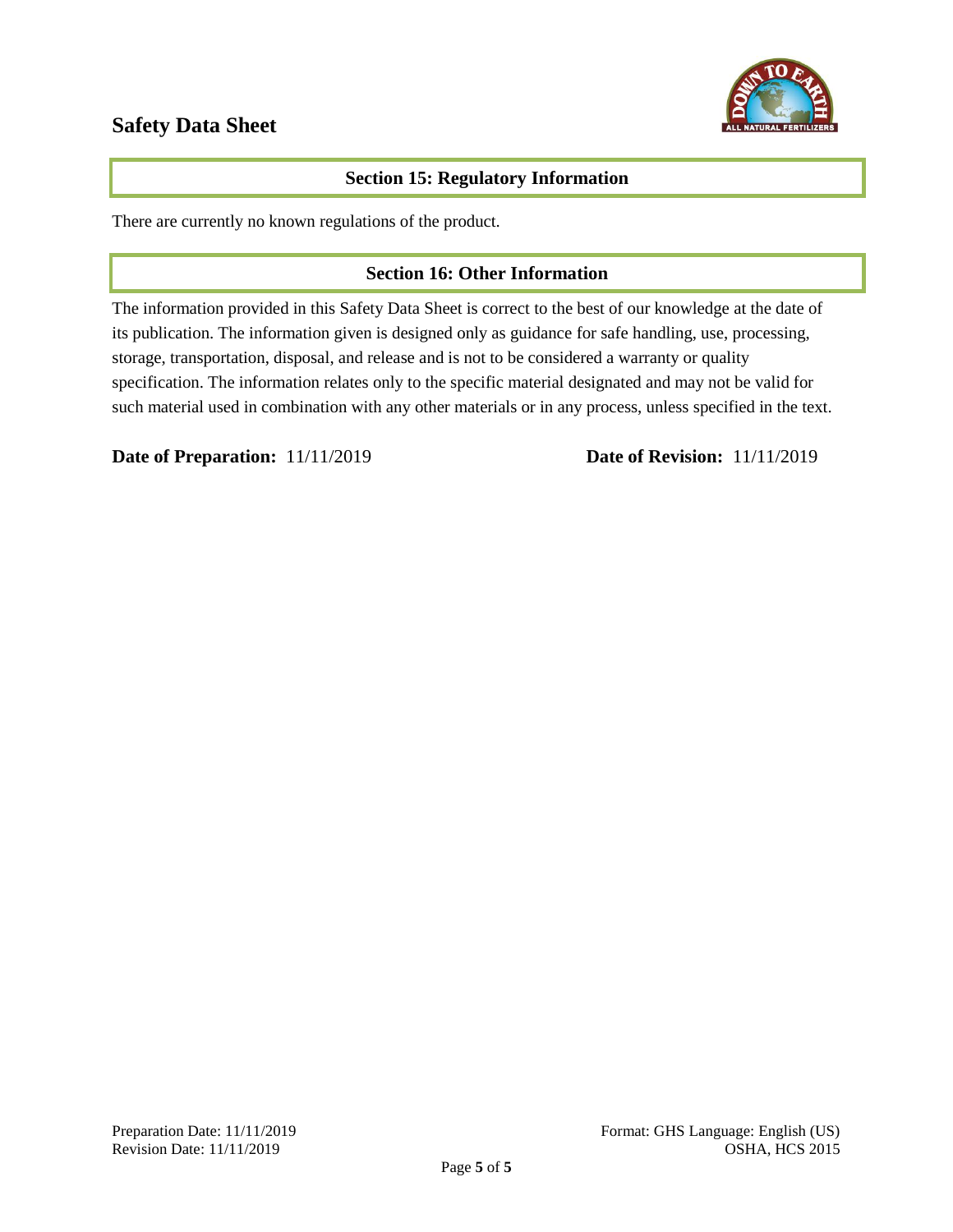## Section 15: Regulatory Information

There are currently no known regulations of the product.

## Section 16: Other Information

The information provided in this Safety Data Sheet is correct to the best of our knowledge at the date of its publication. The information given is designed only as guidance for safe handling, use, processing, storage, transportation, disposal, and release and is not to be considered a warranty or quality specification. The information relates only to the specific material designated and may not be valid for such material used in combination with any other materials or in any process, unless specified in the text.

**Date of Preparation:** 11/11/2019 **Date of Revision:** 11/11/2019